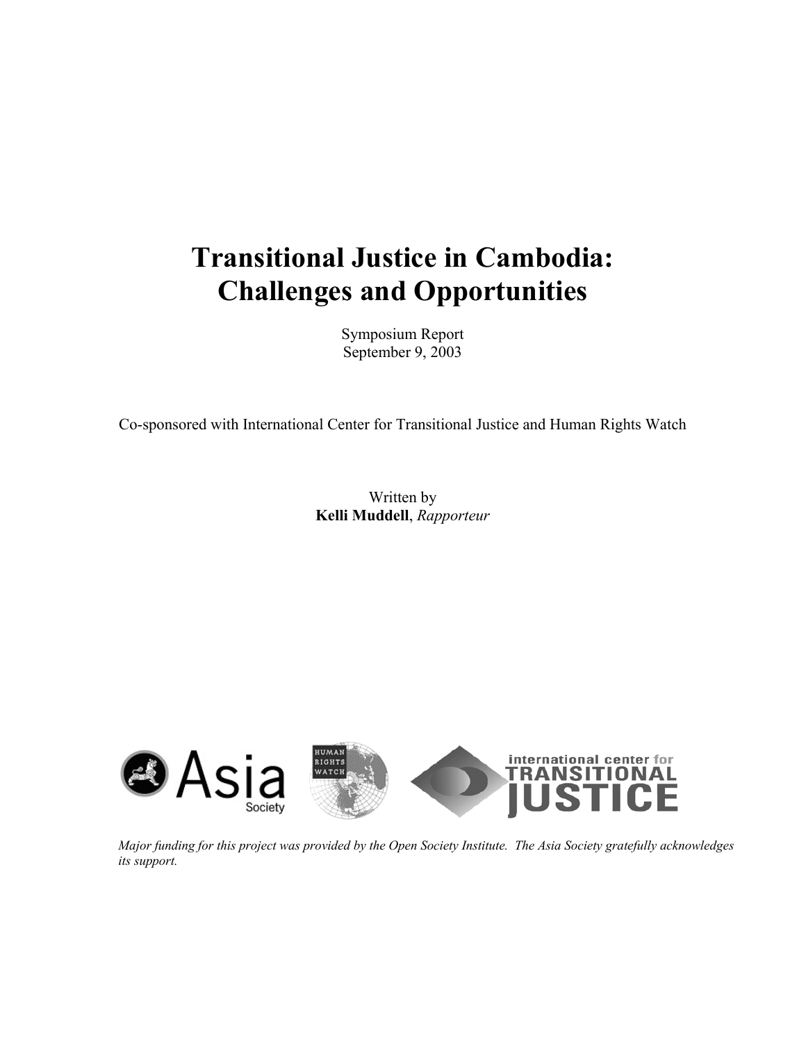# Transitional Justice in Cambodia: Challenges and Opportunities

Symposium Report
September 9, 2003

Co-sponsored with International Center for Transitional Justice and Human Rights Watch

Written by
**Kelli Muddell**, *Rapporteur*

*Major funding for this project was provided by the Open Society Institute. The Asia Society gratefully acknowledges its support.*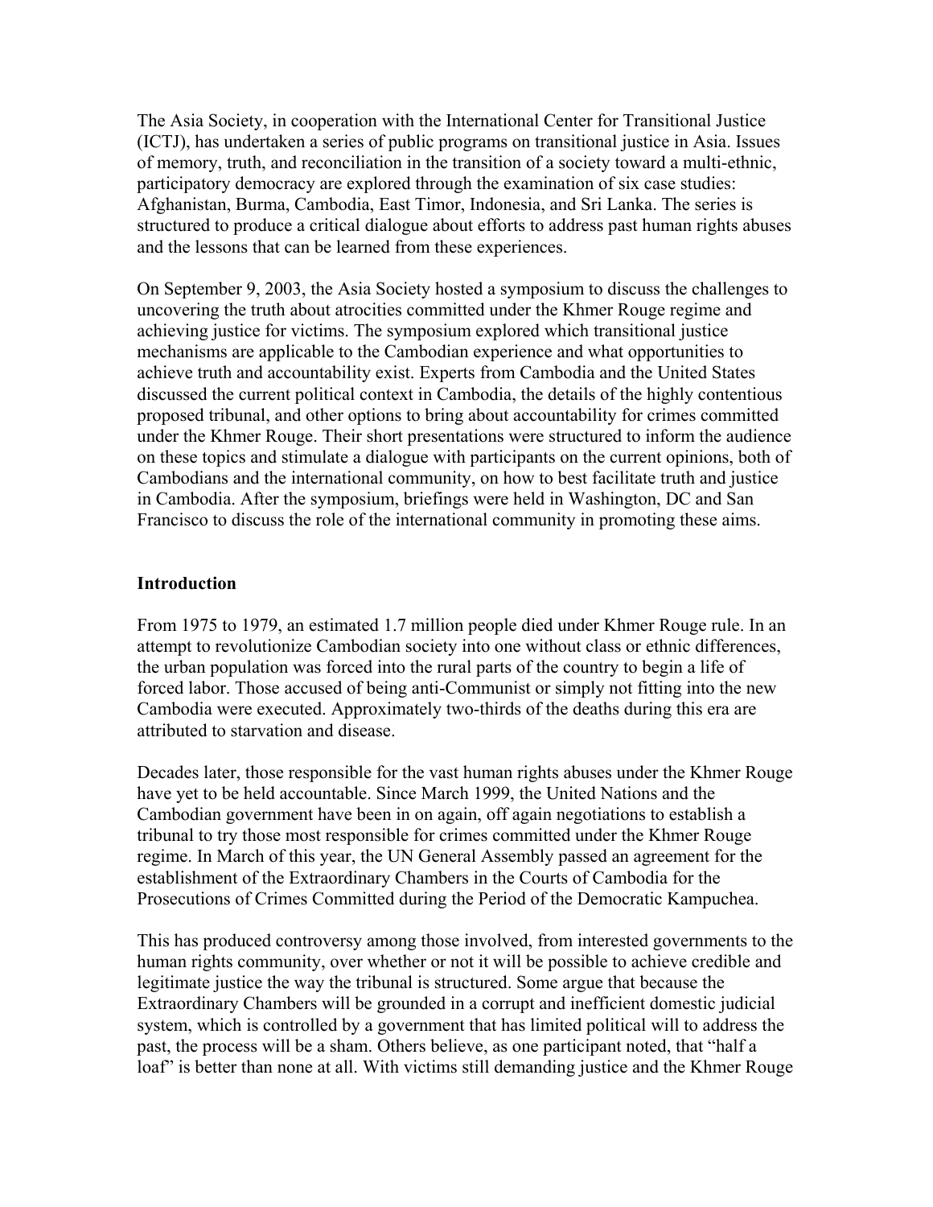The Asia Society, in cooperation with the International Center for Transitional Justice (ICTJ), has undertaken a series of public programs on transitional justice in Asia. Issues of memory, truth, and reconciliation in the transition of a society toward a multi-ethnic, participatory democracy are explored through the examination of six case studies: Afghanistan, Burma, Cambodia, East Timor, Indonesia, and Sri Lanka. The series is structured to produce a critical dialogue about efforts to address past human rights abuses and the lessons that can be learned from these experiences.

On September 9, 2003, the Asia Society hosted a symposium to discuss the challenges to uncovering the truth about atrocities committed under the Khmer Rouge regime and achieving justice for victims. The symposium explored which transitional justice mechanisms are applicable to the Cambodian experience and what opportunities to achieve truth and accountability exist. Experts from Cambodia and the United States discussed the current political context in Cambodia, the details of the highly contentious proposed tribunal, and other options to bring about accountability for crimes committed under the Khmer Rouge. Their short presentations were structured to inform the audience on these topics and stimulate a dialogue with participants on the current opinions, both of Cambodians and the international community, on how to best facilitate truth and justice in Cambodia. After the symposium, briefings were held in Washington, DC and San Francisco to discuss the role of the international community in promoting these aims.

## Introduction

From 1975 to 1979, an estimated 1.7 million people died under Khmer Rouge rule. In an attempt to revolutionize Cambodian society into one without class or ethnic differences, the urban population was forced into the rural parts of the country to begin a life of forced labor. Those accused of being anti-Communist or simply not fitting into the new Cambodia were executed. Approximately two-thirds of the deaths during this era are attributed to starvation and disease.

Decades later, those responsible for the vast human rights abuses under the Khmer Rouge have yet to be held accountable. Since March 1999, the United Nations and the Cambodian government have been in on again, off again negotiations to establish a tribunal to try those most responsible for crimes committed under the Khmer Rouge regime. In March of this year, the UN General Assembly passed an agreement for the establishment of the Extraordinary Chambers in the Courts of Cambodia for the Prosecutions of Crimes Committed during the Period of the Democratic Kampuchea.

This has produced controversy among those involved, from interested governments to the human rights community, over whether or not it will be possible to achieve credible and legitimate justice the way the tribunal is structured. Some argue that because the Extraordinary Chambers will be grounded in a corrupt and inefficient domestic judicial system, which is controlled by a government that has limited political will to address the past, the process will be a sham. Others believe, as one participant noted, that "half a loaf" is better than none at all. With victims still demanding justice and the Khmer Rouge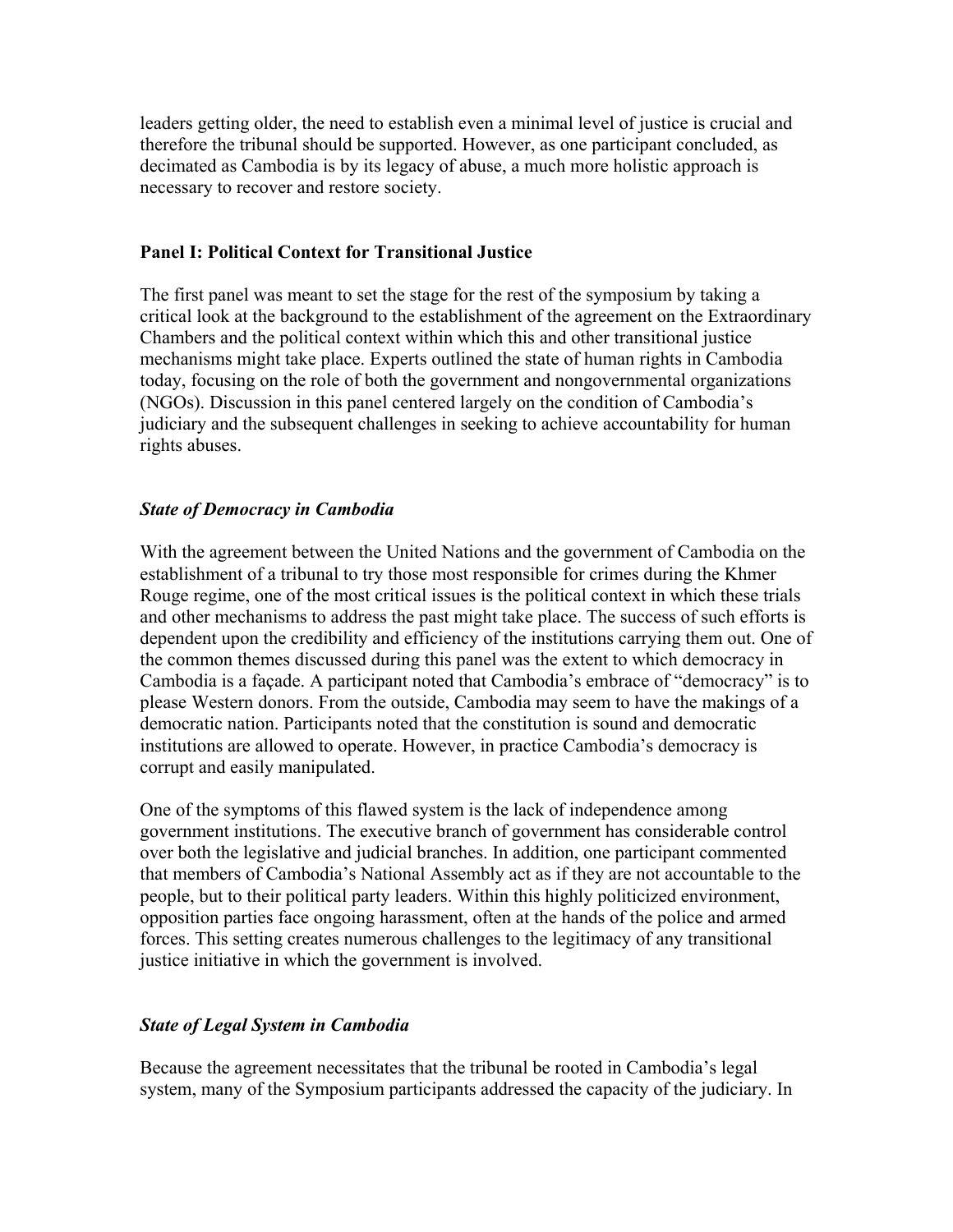leaders getting older, the need to establish even a minimal level of justice is crucial and therefore the tribunal should be supported. However, as one participant concluded, as decimated as Cambodia is by its legacy of abuse, a much more holistic approach is necessary to recover and restore society.

**Panel I: Political Context for Transitional Justice**

The first panel was meant to set the stage for the rest of the symposium by taking a critical look at the background to the establishment of the agreement on the Extraordinary Chambers and the political context within which this and other transitional justice mechanisms might take place. Experts outlined the state of human rights in Cambodia today, focusing on the role of both the government and nongovernmental organizations (NGOs). Discussion in this panel centered largely on the condition of Cambodia's judiciary and the subsequent challenges in seeking to achieve accountability for human rights abuses.

***State of Democracy in Cambodia***

With the agreement between the United Nations and the government of Cambodia on the establishment of a tribunal to try those most responsible for crimes during the Khmer Rouge regime, one of the most critical issues is the political context in which these trials and other mechanisms to address the past might take place. The success of such efforts is dependent upon the credibility and efficiency of the institutions carrying them out. One of the common themes discussed during this panel was the extent to which democracy in Cambodia is a façade. A participant noted that Cambodia's embrace of "democracy" is to please Western donors. From the outside, Cambodia may seem to have the makings of a democratic nation. Participants noted that the constitution is sound and democratic institutions are allowed to operate. However, in practice Cambodia's democracy is corrupt and easily manipulated.

One of the symptoms of this flawed system is the lack of independence among government institutions. The executive branch of government has considerable control over both the legislative and judicial branches. In addition, one participant commented that members of Cambodia's National Assembly act as if they are not accountable to the people, but to their political party leaders. Within this highly politicized environment, opposition parties face ongoing harassment, often at the hands of the police and armed forces. This setting creates numerous challenges to the legitimacy of any transitional justice initiative in which the government is involved.

***State of Legal System in Cambodia***

Because the agreement necessitates that the tribunal be rooted in Cambodia's legal system, many of the Symposium participants addressed the capacity of the judiciary. In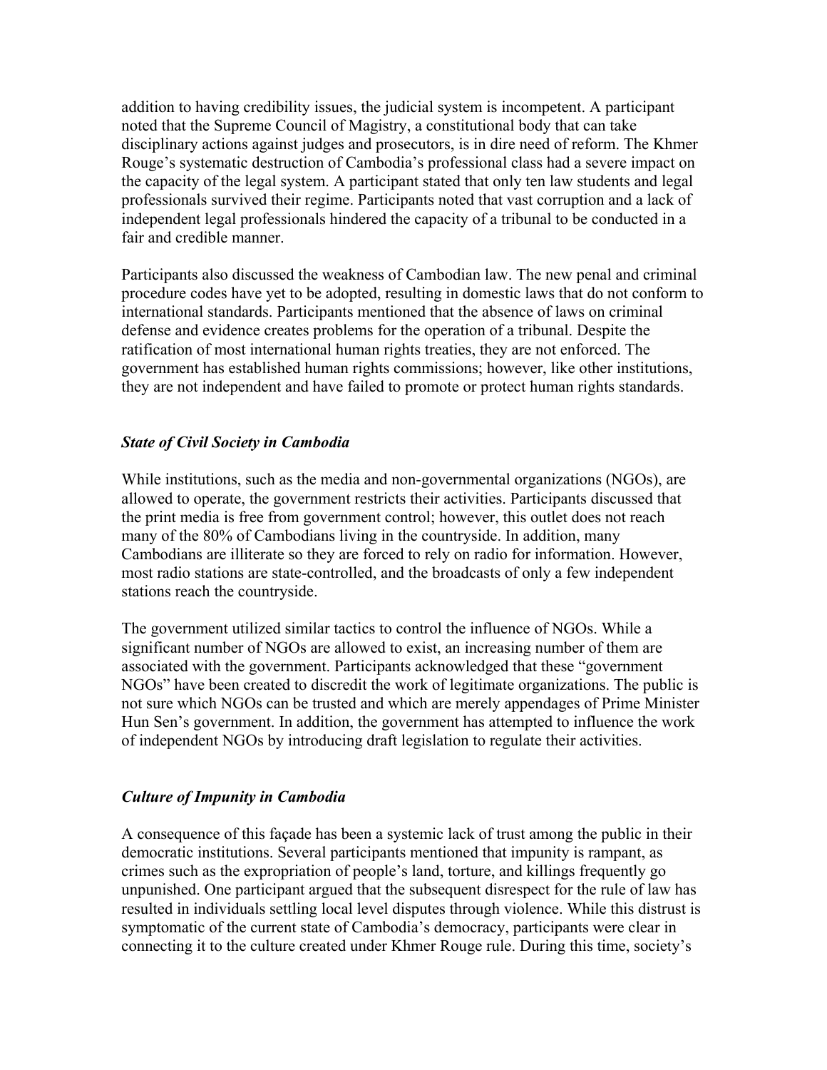addition to having credibility issues, the judicial system is incompetent. A participant noted that the Supreme Council of Magistry, a constitutional body that can take disciplinary actions against judges and prosecutors, is in dire need of reform. The Khmer Rouge's systematic destruction of Cambodia's professional class had a severe impact on the capacity of the legal system. A participant stated that only ten law students and legal professionals survived their regime. Participants noted that vast corruption and a lack of independent legal professionals hindered the capacity of a tribunal to be conducted in a fair and credible manner.

Participants also discussed the weakness of Cambodian law. The new penal and criminal procedure codes have yet to be adopted, resulting in domestic laws that do not conform to international standards. Participants mentioned that the absence of laws on criminal defense and evidence creates problems for the operation of a tribunal. Despite the ratification of most international human rights treaties, they are not enforced. The government has established human rights commissions; however, like other institutions, they are not independent and have failed to promote or protect human rights standards.

### *State of Civil Society in Cambodia*

While institutions, such as the media and non-governmental organizations (NGOs), are allowed to operate, the government restricts their activities. Participants discussed that the print media is free from government control; however, this outlet does not reach many of the 80% of Cambodians living in the countryside. In addition, many Cambodians are illiterate so they are forced to rely on radio for information. However, most radio stations are state-controlled, and the broadcasts of only a few independent stations reach the countryside.

The government utilized similar tactics to control the influence of NGOs. While a significant number of NGOs are allowed to exist, an increasing number of them are associated with the government. Participants acknowledged that these "government NGOs" have been created to discredit the work of legitimate organizations. The public is not sure which NGOs can be trusted and which are merely appendages of Prime Minister Hun Sen's government. In addition, the government has attempted to influence the work of independent NGOs by introducing draft legislation to regulate their activities.

### *Culture of Impunity in Cambodia*

A consequence of this façade has been a systemic lack of trust among the public in their democratic institutions. Several participants mentioned that impunity is rampant, as crimes such as the expropriation of people's land, torture, and killings frequently go unpunished. One participant argued that the subsequent disrespect for the rule of law has resulted in individuals settling local level disputes through violence. While this distrust is symptomatic of the current state of Cambodia's democracy, participants were clear in connecting it to the culture created under Khmer Rouge rule. During this time, society's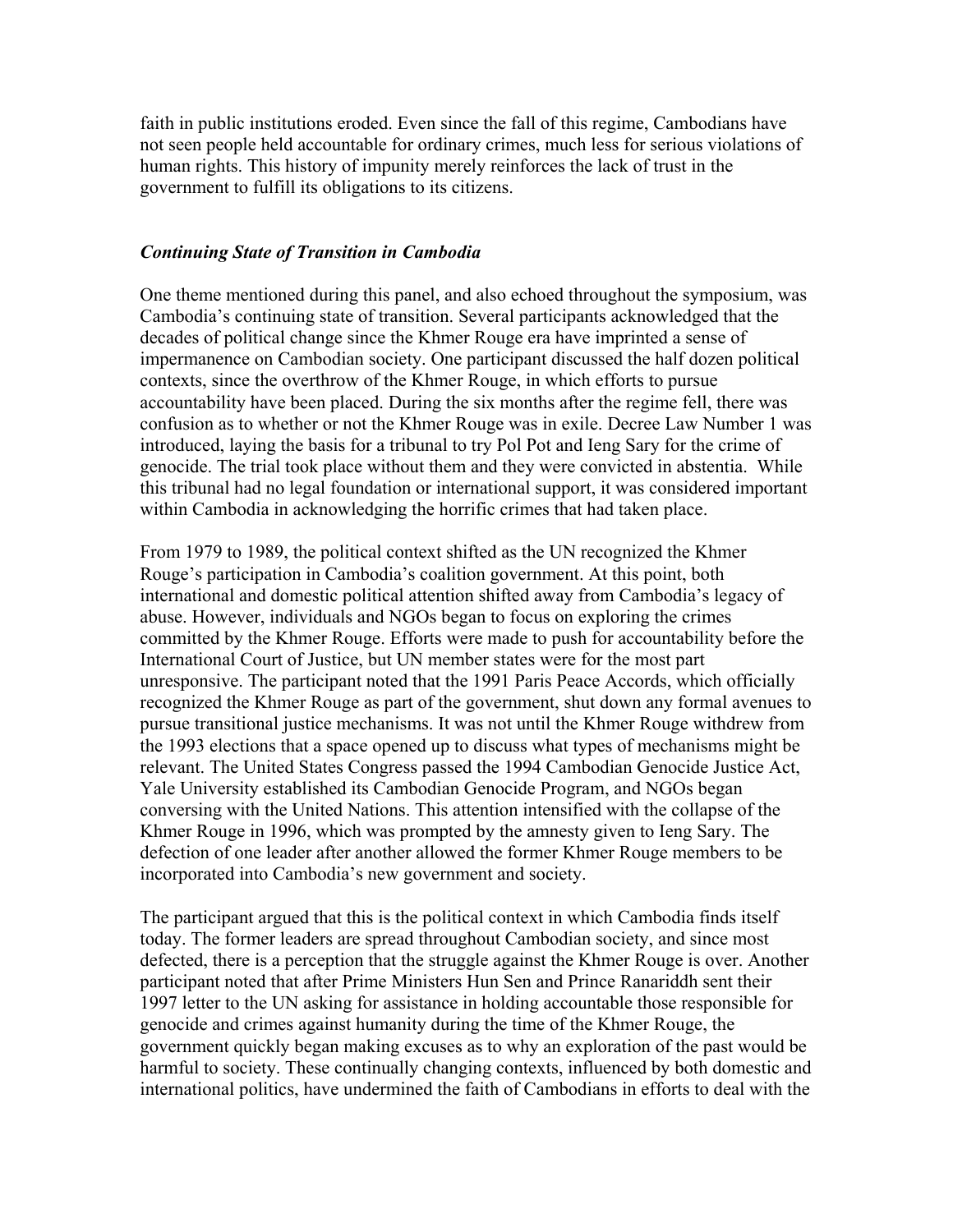faith in public institutions eroded. Even since the fall of this regime, Cambodians have not seen people held accountable for ordinary crimes, much less for serious violations of human rights. This history of impunity merely reinforces the lack of trust in the government to fulfill its obligations to its citizens.

### *Continuing State of Transition in Cambodia*

One theme mentioned during this panel, and also echoed throughout the symposium, was Cambodia's continuing state of transition. Several participants acknowledged that the decades of political change since the Khmer Rouge era have imprinted a sense of impermanence on Cambodian society. One participant discussed the half dozen political contexts, since the overthrow of the Khmer Rouge, in which efforts to pursue accountability have been placed. During the six months after the regime fell, there was confusion as to whether or not the Khmer Rouge was in exile. Decree Law Number 1 was introduced, laying the basis for a tribunal to try Pol Pot and Ieng Sary for the crime of genocide. The trial took place without them and they were convicted in abstentia. While this tribunal had no legal foundation or international support, it was considered important within Cambodia in acknowledging the horrific crimes that had taken place.

From 1979 to 1989, the political context shifted as the UN recognized the Khmer Rouge's participation in Cambodia's coalition government. At this point, both international and domestic political attention shifted away from Cambodia's legacy of abuse. However, individuals and NGOs began to focus on exploring the crimes committed by the Khmer Rouge. Efforts were made to push for accountability before the International Court of Justice, but UN member states were for the most part unresponsive. The participant noted that the 1991 Paris Peace Accords, which officially recognized the Khmer Rouge as part of the government, shut down any formal avenues to pursue transitional justice mechanisms. It was not until the Khmer Rouge withdrew from the 1993 elections that a space opened up to discuss what types of mechanisms might be relevant. The United States Congress passed the 1994 Cambodian Genocide Justice Act, Yale University established its Cambodian Genocide Program, and NGOs began conversing with the United Nations. This attention intensified with the collapse of the Khmer Rouge in 1996, which was prompted by the amnesty given to Ieng Sary. The defection of one leader after another allowed the former Khmer Rouge members to be incorporated into Cambodia's new government and society.

The participant argued that this is the political context in which Cambodia finds itself today. The former leaders are spread throughout Cambodian society, and since most defected, there is a perception that the struggle against the Khmer Rouge is over. Another participant noted that after Prime Ministers Hun Sen and Prince Ranariddh sent their 1997 letter to the UN asking for assistance in holding accountable those responsible for genocide and crimes against humanity during the time of the Khmer Rouge, the government quickly began making excuses as to why an exploration of the past would be harmful to society. These continually changing contexts, influenced by both domestic and international politics, have undermined the faith of Cambodians in efforts to deal with the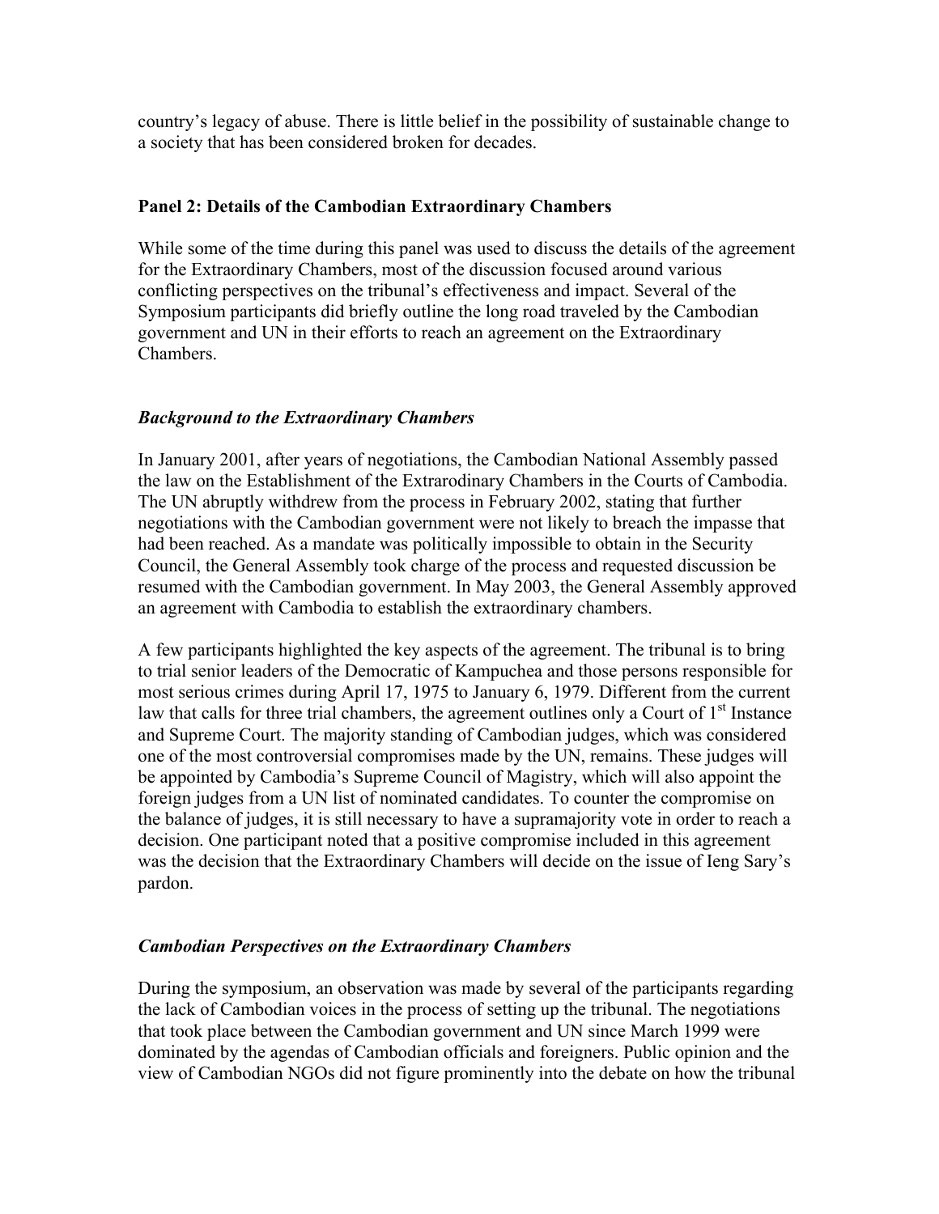country's legacy of abuse. There is little belief in the possibility of sustainable change to a society that has been considered broken for decades.

**Panel 2: Details of the Cambodian Extraordinary Chambers**

While some of the time during this panel was used to discuss the details of the agreement for the Extraordinary Chambers, most of the discussion focused around various conflicting perspectives on the tribunal's effectiveness and impact. Several of the Symposium participants did briefly outline the long road traveled by the Cambodian government and UN in their efforts to reach an agreement on the Extraordinary Chambers.

***Background to the Extraordinary Chambers***

In January 2001, after years of negotiations, the Cambodian National Assembly passed the law on the Establishment of the Extraordinary Chambers in the Courts of Cambodia. The UN abruptly withdrew from the process in February 2002, stating that further negotiations with the Cambodian government were not likely to breach the impasse that had been reached. As a mandate was politically impossible to obtain in the Security Council, the General Assembly took charge of the process and requested discussion be resumed with the Cambodian government. In May 2003, the General Assembly approved an agreement with Cambodia to establish the extraordinary chambers.

A few participants highlighted the key aspects of the agreement. The tribunal is to bring to trial senior leaders of the Democratic of Kampuchea and those persons responsible for most serious crimes during April 17, 1975 to January 6, 1979. Different from the current law that calls for three trial chambers, the agreement outlines only a Court of 1st Instance and Supreme Court. The majority standing of Cambodian judges, which was considered one of the most controversial compromises made by the UN, remains. These judges will be appointed by Cambodia's Supreme Council of Magistry, which will also appoint the foreign judges from a UN list of nominated candidates. To counter the compromise on the balance of judges, it is still necessary to have a supramajority vote in order to reach a decision. One participant noted that a positive compromise included in this agreement was the decision that the Extraordinary Chambers will decide on the issue of Ieng Sary's pardon.

***Cambodian Perspectives on the Extraordinary Chambers***

During the symposium, an observation was made by several of the participants regarding the lack of Cambodian voices in the process of setting up the tribunal. The negotiations that took place between the Cambodian government and UN since March 1999 were dominated by the agendas of Cambodian officials and foreigners. Public opinion and the view of Cambodian NGOs did not figure prominently into the debate on how the tribunal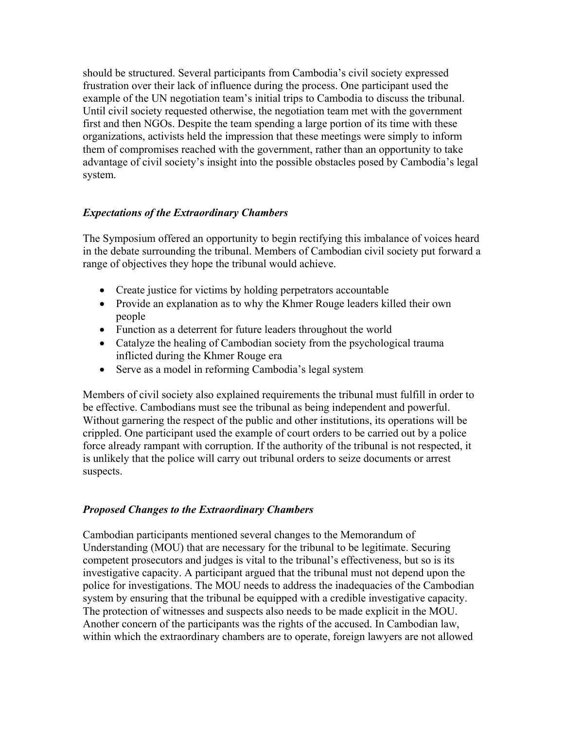should be structured. Several participants from Cambodia's civil society expressed frustration over their lack of influence during the process. One participant used the example of the UN negotiation team's initial trips to Cambodia to discuss the tribunal. Until civil society requested otherwise, the negotiation team met with the government first and then NGOs. Despite the team spending a large portion of its time with these organizations, activists held the impression that these meetings were simply to inform them of compromises reached with the government, rather than an opportunity to take advantage of civil society's insight into the possible obstacles posed by Cambodia's legal system.

### *Expectations of the Extraordinary Chambers*

The Symposium offered an opportunity to begin rectifying this imbalance of voices heard in the debate surrounding the tribunal. Members of Cambodian civil society put forward a range of objectives they hope the tribunal would achieve.

- Create justice for victims by holding perpetrators accountable
- Provide an explanation as to why the Khmer Rouge leaders killed their own people
- Function as a deterrent for future leaders throughout the world
- Catalyze the healing of Cambodian society from the psychological trauma inflicted during the Khmer Rouge era
- Serve as a model in reforming Cambodia's legal system

Members of civil society also explained requirements the tribunal must fulfill in order to be effective. Cambodians must see the tribunal as being independent and powerful. Without garnering the respect of the public and other institutions, its operations will be crippled. One participant used the example of court orders to be carried out by a police force already rampant with corruption. If the authority of the tribunal is not respected, it is unlikely that the police will carry out tribunal orders to seize documents or arrest suspects.

### *Proposed Changes to the Extraordinary Chambers*

Cambodian participants mentioned several changes to the Memorandum of Understanding (MOU) that are necessary for the tribunal to be legitimate. Securing competent prosecutors and judges is vital to the tribunal's effectiveness, but so is its investigative capacity. A participant argued that the tribunal must not depend upon the police for investigations. The MOU needs to address the inadequacies of the Cambodian system by ensuring that the tribunal be equipped with a credible investigative capacity. The protection of witnesses and suspects also needs to be made explicit in the MOU. Another concern of the participants was the rights of the accused. In Cambodian law, within which the extraordinary chambers are to operate, foreign lawyers are not allowed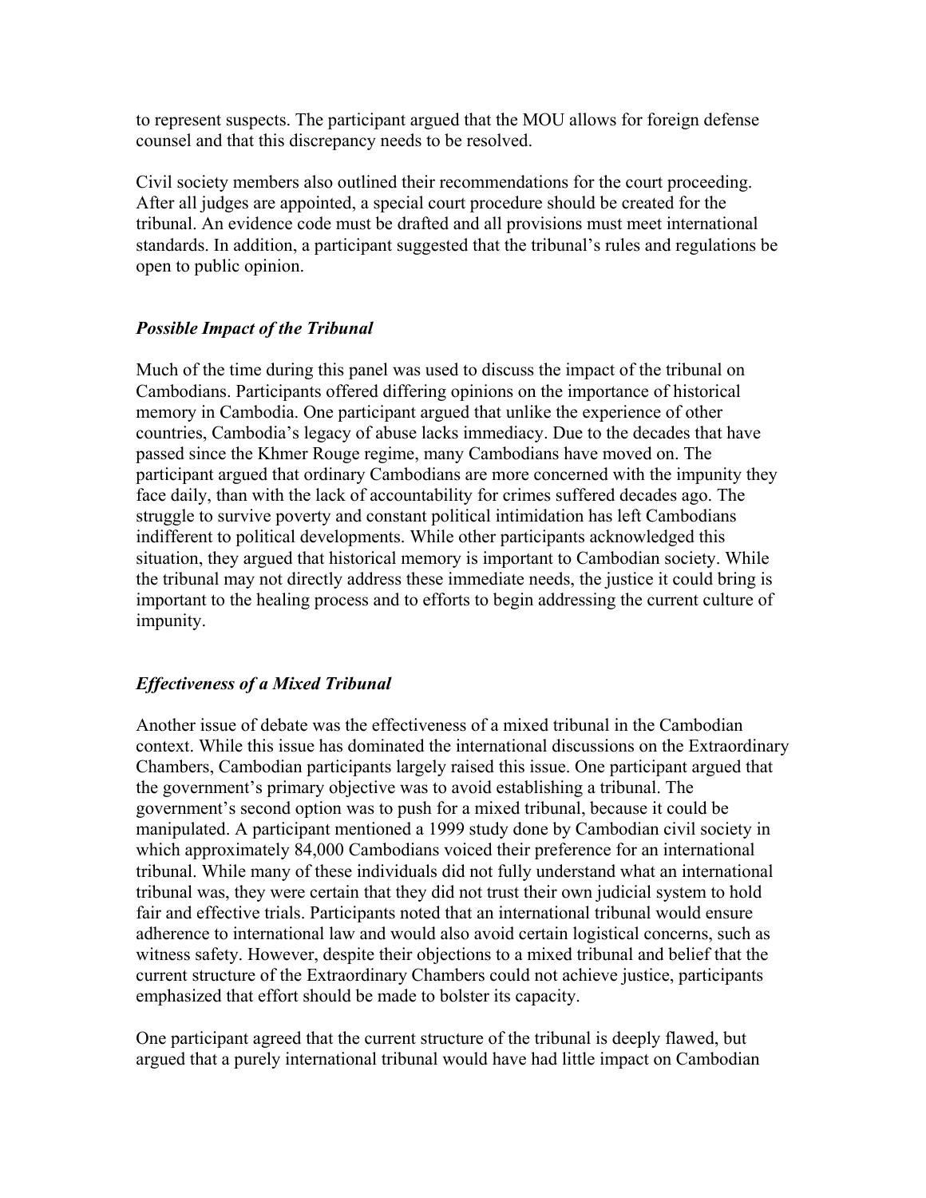to represent suspects. The participant argued that the MOU allows for foreign defense counsel and that this discrepancy needs to be resolved.

Civil society members also outlined their recommendations for the court proceeding. After all judges are appointed, a special court procedure should be created for the tribunal. An evidence code must be drafted and all provisions must meet international standards. In addition, a participant suggested that the tribunal's rules and regulations be open to public opinion.

### *Possible Impact of the Tribunal*

Much of the time during this panel was used to discuss the impact of the tribunal on Cambodians. Participants offered differing opinions on the importance of historical memory in Cambodia. One participant argued that unlike the experience of other countries, Cambodia's legacy of abuse lacks immediacy. Due to the decades that have passed since the Khmer Rouge regime, many Cambodians have moved on. The participant argued that ordinary Cambodians are more concerned with the impunity they face daily, than with the lack of accountability for crimes suffered decades ago. The struggle to survive poverty and constant political intimidation has left Cambodians indifferent to political developments. While other participants acknowledged this situation, they argued that historical memory is important to Cambodian society. While the tribunal may not directly address these immediate needs, the justice it could bring is important to the healing process and to efforts to begin addressing the current culture of impunity.

### *Effectiveness of a Mixed Tribunal*

Another issue of debate was the effectiveness of a mixed tribunal in the Cambodian context. While this issue has dominated the international discussions on the Extraordinary Chambers, Cambodian participants largely raised this issue. One participant argued that the government's primary objective was to avoid establishing a tribunal. The government's second option was to push for a mixed tribunal, because it could be manipulated. A participant mentioned a 1999 study done by Cambodian civil society in which approximately 84,000 Cambodians voiced their preference for an international tribunal. While many of these individuals did not fully understand what an international tribunal was, they were certain that they did not trust their own judicial system to hold fair and effective trials. Participants noted that an international tribunal would ensure adherence to international law and would also avoid certain logistical concerns, such as witness safety. However, despite their objections to a mixed tribunal and belief that the current structure of the Extraordinary Chambers could not achieve justice, participants emphasized that effort should be made to bolster its capacity.

One participant agreed that the current structure of the tribunal is deeply flawed, but argued that a purely international tribunal would have had little impact on Cambodian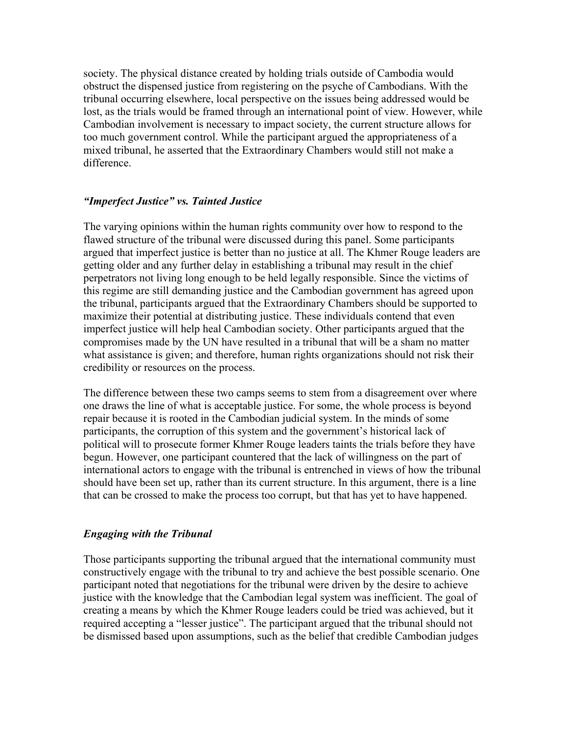society. The physical distance created by holding trials outside of Cambodia would obstruct the dispensed justice from registering on the psyche of Cambodians. With the tribunal occurring elsewhere, local perspective on the issues being addressed would be lost, as the trials would be framed through an international point of view. However, while Cambodian involvement is necessary to impact society, the current structure allows for too much government control. While the participant argued the appropriateness of a mixed tribunal, he asserted that the Extraordinary Chambers would still not make a difference.

### *"Imperfect Justice" vs. Tainted Justice*

The varying opinions within the human rights community over how to respond to the flawed structure of the tribunal were discussed during this panel. Some participants argued that imperfect justice is better than no justice at all. The Khmer Rouge leaders are getting older and any further delay in establishing a tribunal may result in the chief perpetrators not living long enough to be held legally responsible. Since the victims of this regime are still demanding justice and the Cambodian government has agreed upon the tribunal, participants argued that the Extraordinary Chambers should be supported to maximize their potential at distributing justice. These individuals contend that even imperfect justice will help heal Cambodian society. Other participants argued that the compromises made by the UN have resulted in a tribunal that will be a sham no matter what assistance is given; and therefore, human rights organizations should not risk their credibility or resources on the process.

The difference between these two camps seems to stem from a disagreement over where one draws the line of what is acceptable justice. For some, the whole process is beyond repair because it is rooted in the Cambodian judicial system. In the minds of some participants, the corruption of this system and the government's historical lack of political will to prosecute former Khmer Rouge leaders taints the trials before they have begun. However, one participant countered that the lack of willingness on the part of international actors to engage with the tribunal is entrenched in views of how the tribunal should have been set up, rather than its current structure. In this argument, there is a line that can be crossed to make the process too corrupt, but that has yet to have happened.

### *Engaging with the Tribunal*

Those participants supporting the tribunal argued that the international community must constructively engage with the tribunal to try and achieve the best possible scenario. One participant noted that negotiations for the tribunal were driven by the desire to achieve justice with the knowledge that the Cambodian legal system was inefficient. The goal of creating a means by which the Khmer Rouge leaders could be tried was achieved, but it required accepting a "lesser justice". The participant argued that the tribunal should not be dismissed based upon assumptions, such as the belief that credible Cambodian judges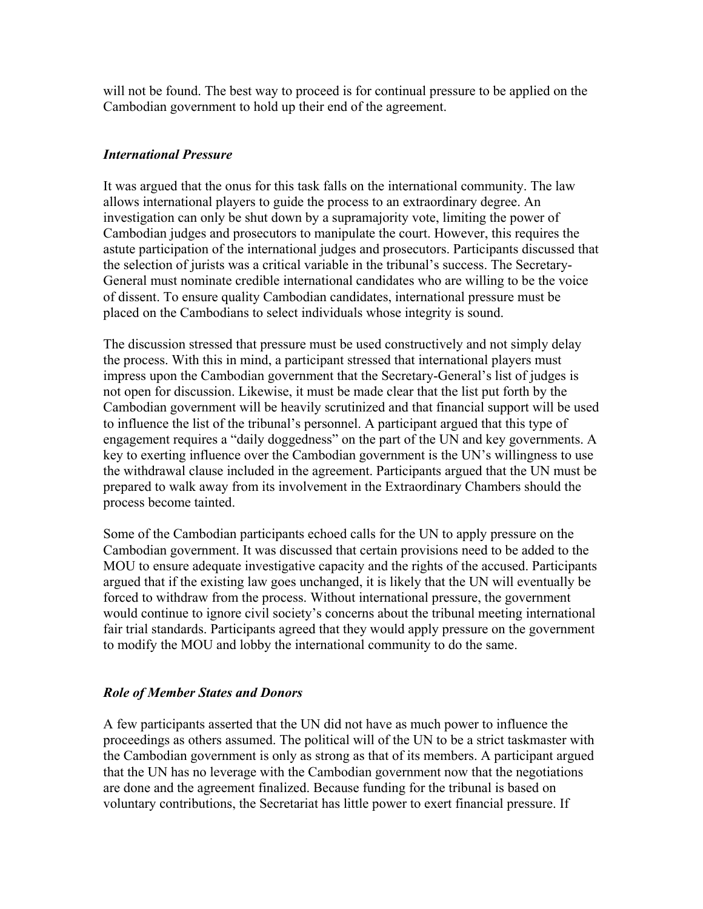will not be found. The best way to proceed is for continual pressure to be applied on the Cambodian government to hold up their end of the agreement.

### *International Pressure*

It was argued that the onus for this task falls on the international community. The law allows international players to guide the process to an extraordinary degree. An investigation can only be shut down by a supramajority vote, limiting the power of Cambodian judges and prosecutors to manipulate the court. However, this requires the astute participation of the international judges and prosecutors. Participants discussed that the selection of jurists was a critical variable in the tribunal's success. The Secretary-General must nominate credible international candidates who are willing to be the voice of dissent. To ensure quality Cambodian candidates, international pressure must be placed on the Cambodians to select individuals whose integrity is sound.

The discussion stressed that pressure must be used constructively and not simply delay the process. With this in mind, a participant stressed that international players must impress upon the Cambodian government that the Secretary-General's list of judges is not open for discussion. Likewise, it must be made clear that the list put forth by the Cambodian government will be heavily scrutinized and that financial support will be used to influence the list of the tribunal's personnel. A participant argued that this type of engagement requires a "daily doggedness" on the part of the UN and key governments. A key to exerting influence over the Cambodian government is the UN's willingness to use the withdrawal clause included in the agreement. Participants argued that the UN must be prepared to walk away from its involvement in the Extraordinary Chambers should the process become tainted.

Some of the Cambodian participants echoed calls for the UN to apply pressure on the Cambodian government. It was discussed that certain provisions need to be added to the MOU to ensure adequate investigative capacity and the rights of the accused. Participants argued that if the existing law goes unchanged, it is likely that the UN will eventually be forced to withdraw from the process. Without international pressure, the government would continue to ignore civil society's concerns about the tribunal meeting international fair trial standards. Participants agreed that they would apply pressure on the government to modify the MOU and lobby the international community to do the same.

### *Role of Member States and Donors*

A few participants asserted that the UN did not have as much power to influence the proceedings as others assumed. The political will of the UN to be a strict taskmaster with the Cambodian government is only as strong as that of its members. A participant argued that the UN has no leverage with the Cambodian government now that the negotiations are done and the agreement finalized. Because funding for the tribunal is based on voluntary contributions, the Secretariat has little power to exert financial pressure. If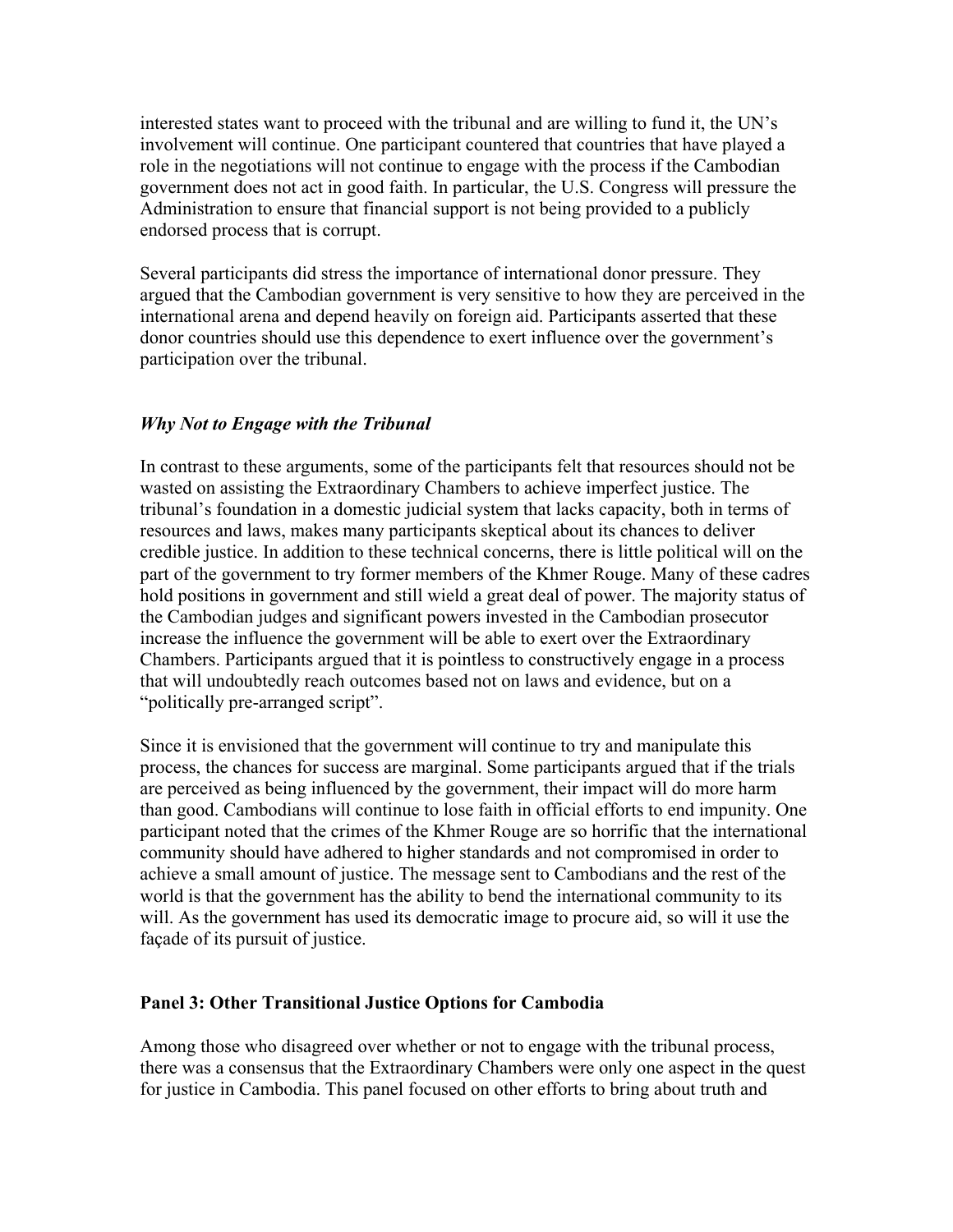interested states want to proceed with the tribunal and are willing to fund it, the UN's involvement will continue. One participant countered that countries that have played a role in the negotiations will not continue to engage with the process if the Cambodian government does not act in good faith. In particular, the U.S. Congress will pressure the Administration to ensure that financial support is not being provided to a publicly endorsed process that is corrupt.

Several participants did stress the importance of international donor pressure. They argued that the Cambodian government is very sensitive to how they are perceived in the international arena and depend heavily on foreign aid. Participants asserted that these donor countries should use this dependence to exert influence over the government's participation over the tribunal.

### *Why Not to Engage with the Tribunal*

In contrast to these arguments, some of the participants felt that resources should not be wasted on assisting the Extraordinary Chambers to achieve imperfect justice. The tribunal's foundation in a domestic judicial system that lacks capacity, both in terms of resources and laws, makes many participants skeptical about its chances to deliver credible justice. In addition to these technical concerns, there is little political will on the part of the government to try former members of the Khmer Rouge. Many of these cadres hold positions in government and still wield a great deal of power. The majority status of the Cambodian judges and significant powers invested in the Cambodian prosecutor increase the influence the government will be able to exert over the Extraordinary Chambers. Participants argued that it is pointless to constructively engage in a process that will undoubtedly reach outcomes based not on laws and evidence, but on a "politically pre-arranged script".

Since it is envisioned that the government will continue to try and manipulate this process, the chances for success are marginal. Some participants argued that if the trials are perceived as being influenced by the government, their impact will do more harm than good. Cambodians will continue to lose faith in official efforts to end impunity. One participant noted that the crimes of the Khmer Rouge are so horrific that the international community should have adhered to higher standards and not compromised in order to achieve a small amount of justice. The message sent to Cambodians and the rest of the world is that the government has the ability to bend the international community to its will. As the government has used its democratic image to procure aid, so will it use the façade of its pursuit of justice.

## Panel 3: Other Transitional Justice Options for Cambodia

Among those who disagreed over whether or not to engage with the tribunal process, there was a consensus that the Extraordinary Chambers were only one aspect in the quest for justice in Cambodia. This panel focused on other efforts to bring about truth and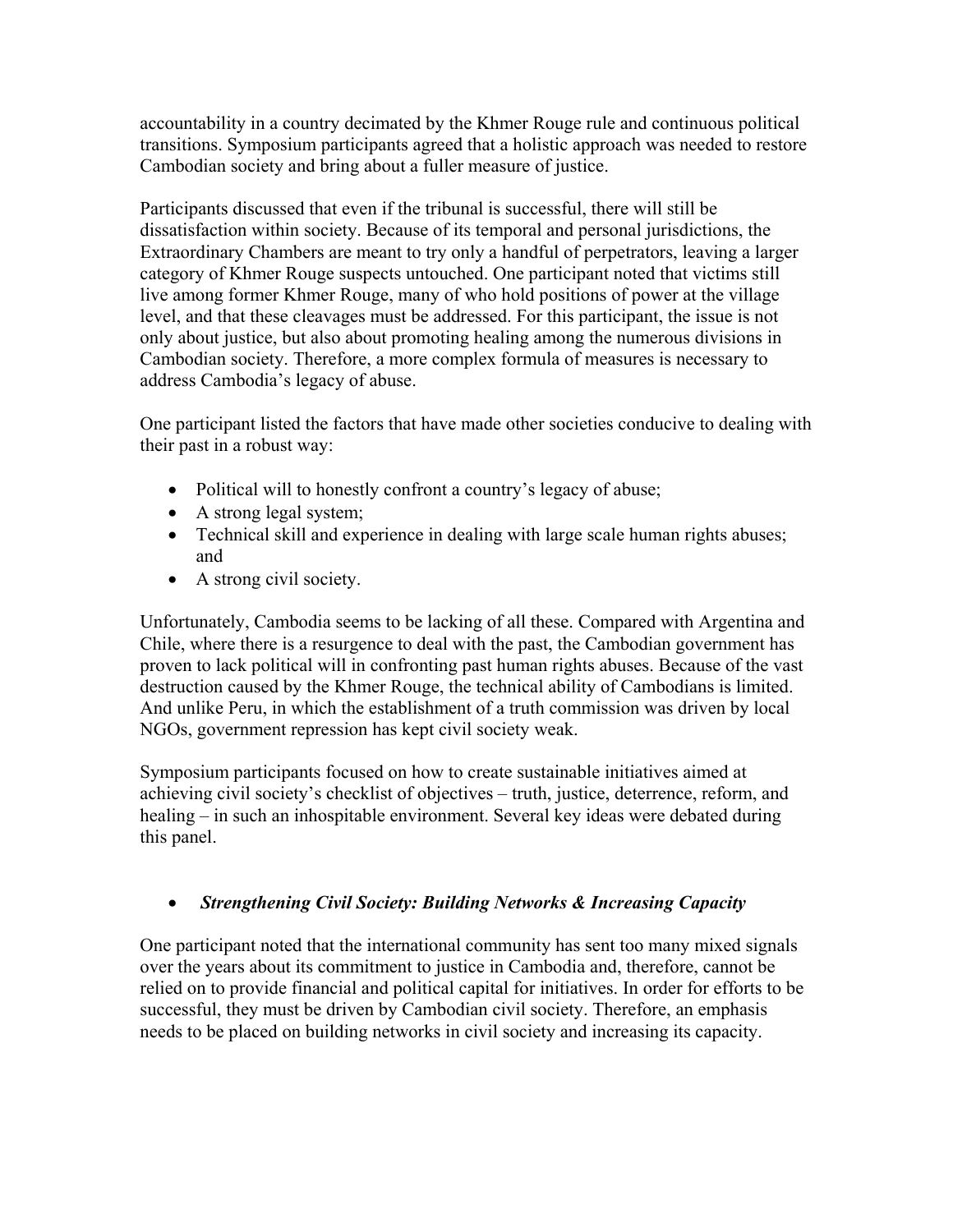accountability in a country decimated by the Khmer Rouge rule and continuous political transitions. Symposium participants agreed that a holistic approach was needed to restore Cambodian society and bring about a fuller measure of justice.

Participants discussed that even if the tribunal is successful, there will still be dissatisfaction within society. Because of its temporal and personal jurisdictions, the Extraordinary Chambers are meant to try only a handful of perpetrators, leaving a larger category of Khmer Rouge suspects untouched. One participant noted that victims still live among former Khmer Rouge, many of who hold positions of power at the village level, and that these cleavages must be addressed. For this participant, the issue is not only about justice, but also about promoting healing among the numerous divisions in Cambodian society. Therefore, a more complex formula of measures is necessary to address Cambodia's legacy of abuse.

One participant listed the factors that have made other societies conducive to dealing with their past in a robust way:

- Political will to honestly confront a country's legacy of abuse;
- A strong legal system;
- Technical skill and experience in dealing with large scale human rights abuses; and
- A strong civil society.

Unfortunately, Cambodia seems to be lacking of all these. Compared with Argentina and Chile, where there is a resurgence to deal with the past, the Cambodian government has proven to lack political will in confronting past human rights abuses. Because of the vast destruction caused by the Khmer Rouge, the technical ability of Cambodians is limited. And unlike Peru, in which the establishment of a truth commission was driven by local NGOs, government repression has kept civil society weak.

Symposium participants focused on how to create sustainable initiatives aimed at achieving civil society's checklist of objectives – truth, justice, deterrence, reform, and healing – in such an inhospitable environment. Several key ideas were debated during this panel.

- ***Strengthening Civil Society: Building Networks & Increasing Capacity***

One participant noted that the international community has sent too many mixed signals over the years about its commitment to justice in Cambodia and, therefore, cannot be relied on to provide financial and political capital for initiatives. In order for efforts to be successful, they must be driven by Cambodian civil society. Therefore, an emphasis needs to be placed on building networks in civil society and increasing its capacity.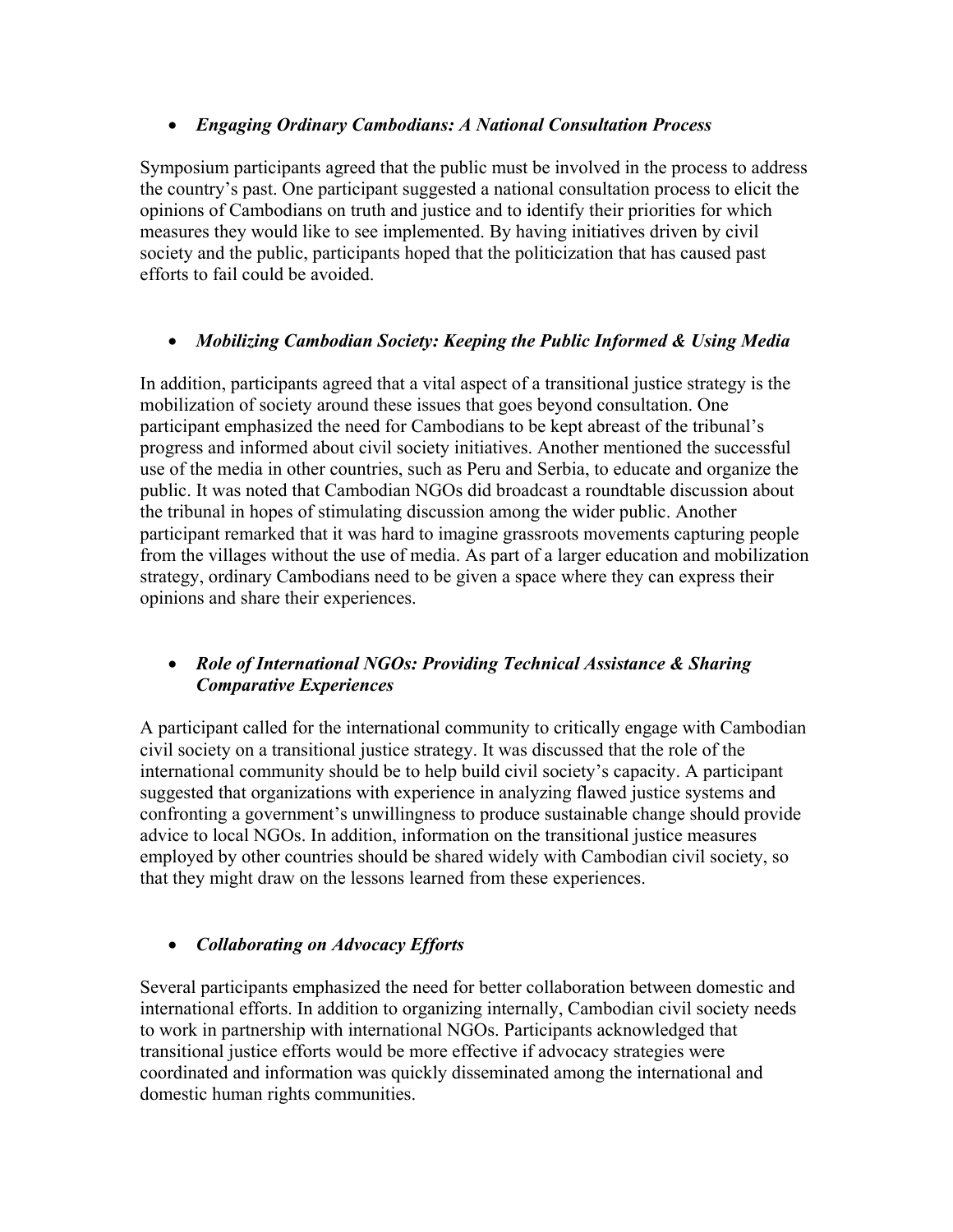- ***Engaging Ordinary Cambodians: A National Consultation Process***

Symposium participants agreed that the public must be involved in the process to address the country's past. One participant suggested a national consultation process to elicit the opinions of Cambodians on truth and justice and to identify their priorities for which measures they would like to see implemented. By having initiatives driven by civil society and the public, participants hoped that the politicization that has caused past efforts to fail could be avoided.

- ***Mobilizing Cambodian Society: Keeping the Public Informed & Using Media***

In addition, participants agreed that a vital aspect of a transitional justice strategy is the mobilization of society around these issues that goes beyond consultation. One participant emphasized the need for Cambodians to be kept abreast of the tribunal's progress and informed about civil society initiatives. Another mentioned the successful use of the media in other countries, such as Peru and Serbia, to educate and organize the public. It was noted that Cambodian NGOs did broadcast a roundtable discussion about the tribunal in hopes of stimulating discussion among the wider public. Another participant remarked that it was hard to imagine grassroots movements capturing people from the villages without the use of media. As part of a larger education and mobilization strategy, ordinary Cambodians need to be given a space where they can express their opinions and share their experiences.

- ***Role of International NGOs: Providing Technical Assistance & Sharing Comparative Experiences***

A participant called for the international community to critically engage with Cambodian civil society on a transitional justice strategy. It was discussed that the role of the international community should be to help build civil society's capacity. A participant suggested that organizations with experience in analyzing flawed justice systems and confronting a government's unwillingness to produce sustainable change should provide advice to local NGOs. In addition, information on the transitional justice measures employed by other countries should be shared widely with Cambodian civil society, so that they might draw on the lessons learned from these experiences.

- ***Collaborating on Advocacy Efforts***

Several participants emphasized the need for better collaboration between domestic and international efforts. In addition to organizing internally, Cambodian civil society needs to work in partnership with international NGOs. Participants acknowledged that transitional justice efforts would be more effective if advocacy strategies were coordinated and information was quickly disseminated among the international and domestic human rights communities.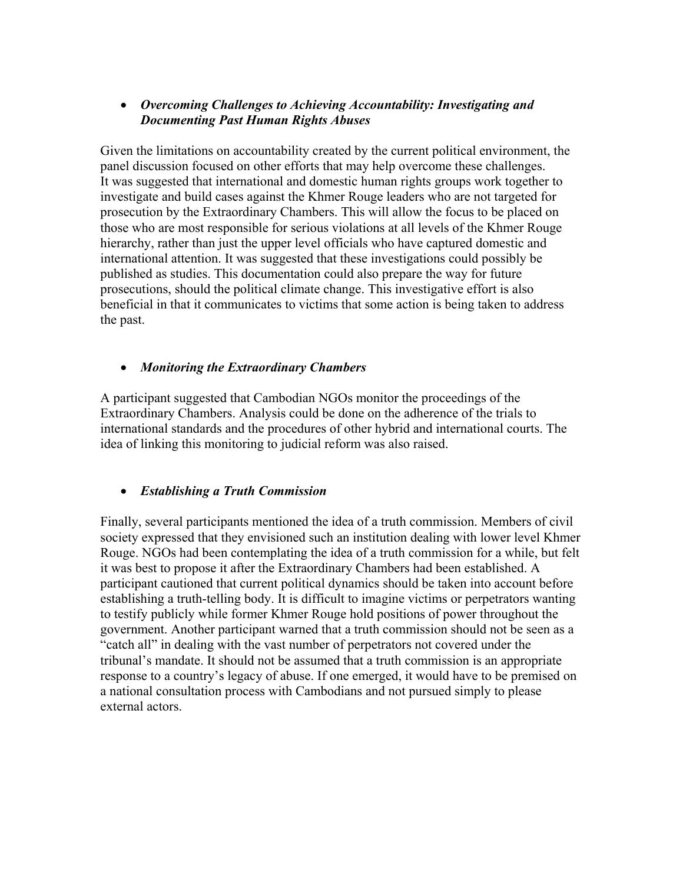- ***Overcoming Challenges to Achieving Accountability: Investigating and Documenting Past Human Rights Abuses***

Given the limitations on accountability created by the current political environment, the panel discussion focused on other efforts that may help overcome these challenges. It was suggested that international and domestic human rights groups work together to investigate and build cases against the Khmer Rouge leaders who are not targeted for prosecution by the Extraordinary Chambers. This will allow the focus to be placed on those who are most responsible for serious violations at all levels of the Khmer Rouge hierarchy, rather than just the upper level officials who have captured domestic and international attention. It was suggested that these investigations could possibly be published as studies. This documentation could also prepare the way for future prosecutions, should the political climate change. This investigative effort is also beneficial in that it communicates to victims that some action is being taken to address the past.

- ***Monitoring the Extraordinary Chambers***

A participant suggested that Cambodian NGOs monitor the proceedings of the Extraordinary Chambers. Analysis could be done on the adherence of the trials to international standards and the procedures of other hybrid and international courts. The idea of linking this monitoring to judicial reform was also raised.

- ***Establishing a Truth Commission***

Finally, several participants mentioned the idea of a truth commission. Members of civil society expressed that they envisioned such an institution dealing with lower level Khmer Rouge. NGOs had been contemplating the idea of a truth commission for a while, but felt it was best to propose it after the Extraordinary Chambers had been established. A participant cautioned that current political dynamics should be taken into account before establishing a truth-telling body. It is difficult to imagine victims or perpetrators wanting to testify publicly while former Khmer Rouge hold positions of power throughout the government. Another participant warned that a truth commission should not be seen as a "catch all" in dealing with the vast number of perpetrators not covered under the tribunal's mandate. It should not be assumed that a truth commission is an appropriate response to a country's legacy of abuse. If one emerged, it would have to be premised on a national consultation process with Cambodians and not pursued simply to please external actors.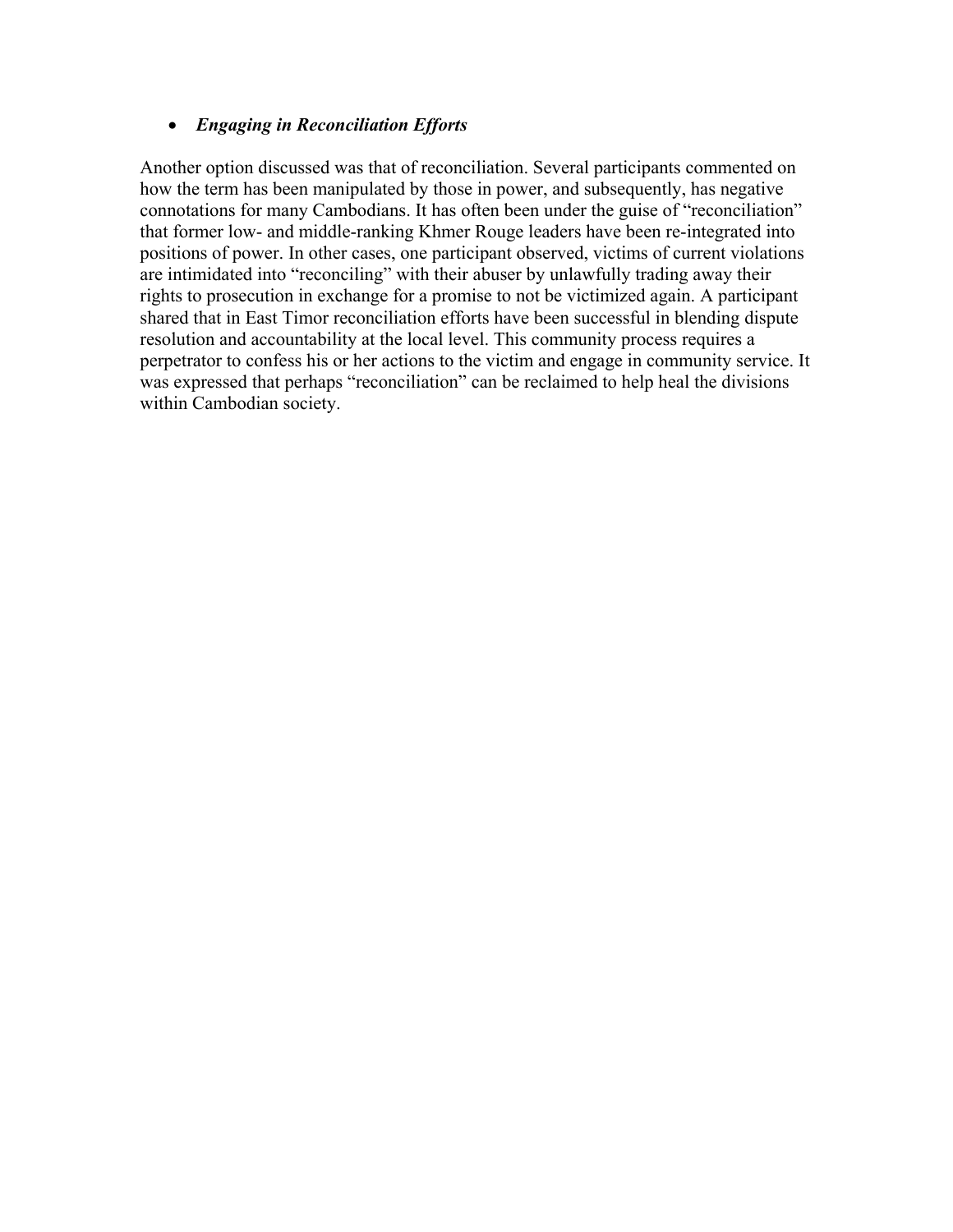- ***Engaging in Reconciliation Efforts***

Another option discussed was that of reconciliation. Several participants commented on how the term has been manipulated by those in power, and subsequently, has negative connotations for many Cambodians. It has often been under the guise of "reconciliation" that former low- and middle-ranking Khmer Rouge leaders have been re-integrated into positions of power. In other cases, one participant observed, victims of current violations are intimidated into "reconciling" with their abuser by unlawfully trading away their rights to prosecution in exchange for a promise to not be victimized again. A participant shared that in East Timor reconciliation efforts have been successful in blending dispute resolution and accountability at the local level. This community process requires a perpetrator to confess his or her actions to the victim and engage in community service. It was expressed that perhaps "reconciliation" can be reclaimed to help heal the divisions within Cambodian society.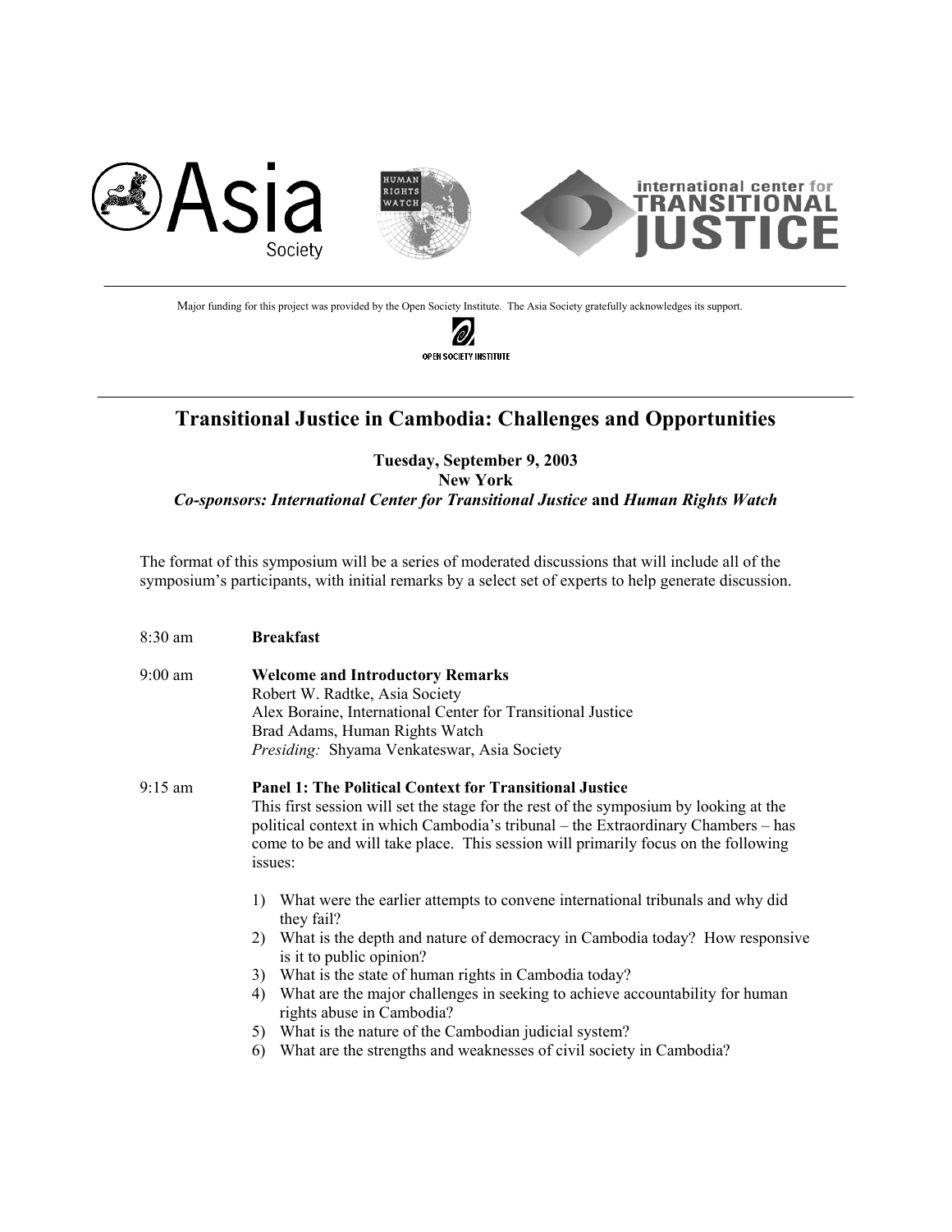Major funding for this project was provided by the Open Society Institute. The Asia Society gratefully acknowledges its support.

# Transitional Justice in Cambodia: Challenges and Opportunities

**Tuesday, September 9, 2003**
**New York**
***Co-sponsors: International Center for Transitional Justice* and *Human Rights Watch***

The format of this symposium will be a series of moderated discussions that will include all of the symposium's participants, with initial remarks by a select set of experts to help generate discussion.

8:30 am **Breakfast**

9:00 am **Welcome and Introductory Remarks**
Robert W. Radtke, Asia Society
Alex Boraine, International Center for Transitional Justice
Brad Adams, Human Rights Watch
*Presiding:* Shyama Venkateswar, Asia Society

9:15 am **Panel 1: The Political Context for Transitional Justice**
This first session will set the stage for the rest of the symposium by looking at the political context in which Cambodia's tribunal – the Extraordinary Chambers – has come to be and will take place. This session will primarily focus on the following issues:

1) What were the earlier attempts to convene international tribunals and why did they fail?
2) What is the depth and nature of democracy in Cambodia today? How responsive is it to public opinion?
3) What is the state of human rights in Cambodia today?
4) What are the major challenges in seeking to achieve accountability for human rights abuse in Cambodia?
5) What is the nature of the Cambodian judicial system?
6) What are the strengths and weaknesses of civil society in Cambodia?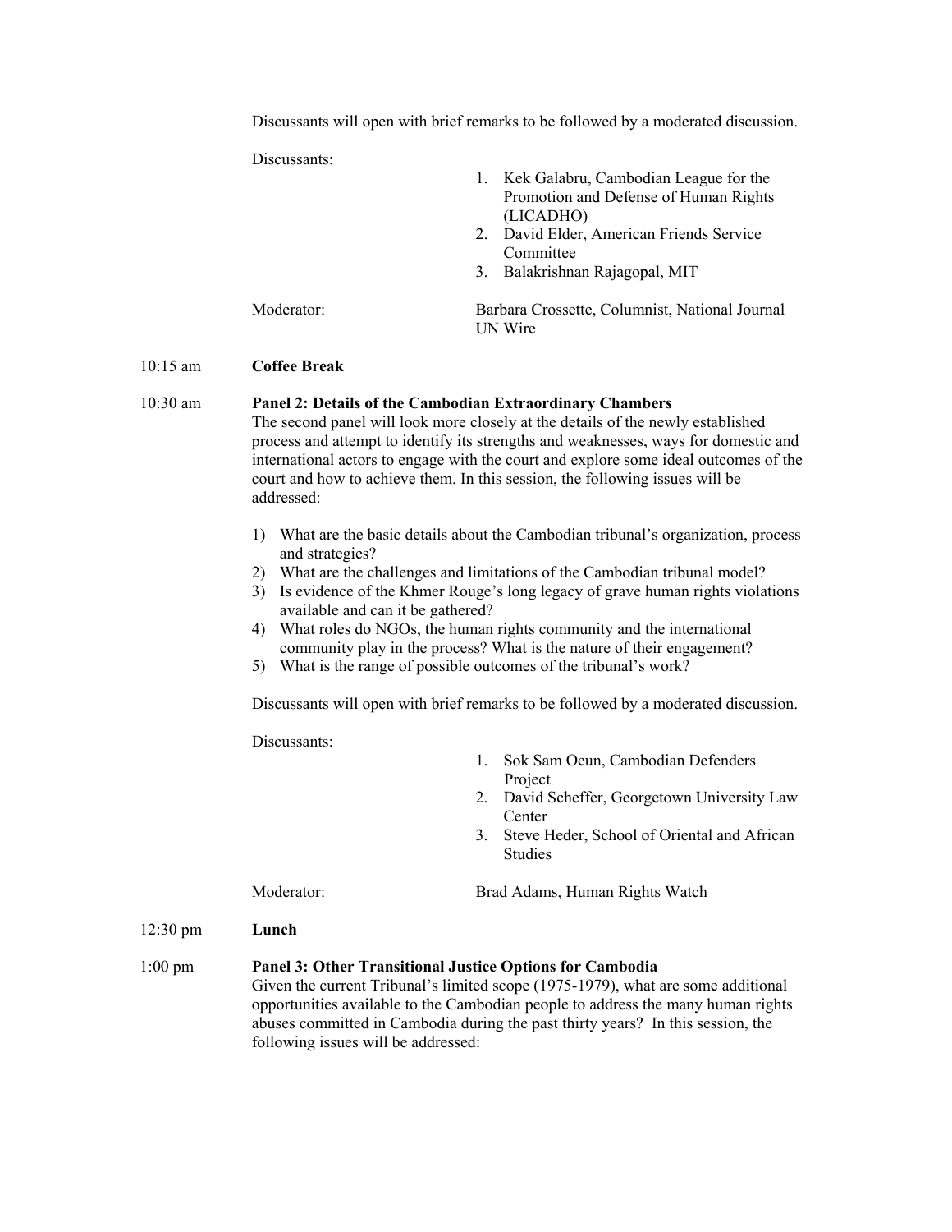Discussants will open with brief remarks to be followed by a moderated discussion.

Discussants:

1. Kek Galabru, Cambodian League for the Promotion and Defense of Human Rights (LICADHO)
2. David Elder, American Friends Service Committee
3. Balakrishnan Rajagopal, MIT

Moderator: Barbara Crossette, Columnist, National Journal UN Wire

10:15 am **Coffee Break**

10:30 am **Panel 2: Details of the Cambodian Extraordinary Chambers**

The second panel will look more closely at the details of the newly established process and attempt to identify its strengths and weaknesses, ways for domestic and international actors to engage with the court and explore some ideal outcomes of the court and how to achieve them. In this session, the following issues will be addressed:

1) What are the basic details about the Cambodian tribunal's organization, process and strategies?
2) What are the challenges and limitations of the Cambodian tribunal model?
3) Is evidence of the Khmer Rouge's long legacy of grave human rights violations available and can it be gathered?
4) What roles do NGOs, the human rights community and the international community play in the process? What is the nature of their engagement?
5) What is the range of possible outcomes of the tribunal's work?

Discussants will open with brief remarks to be followed by a moderated discussion.

Discussants:

1. Sok Sam Oeun, Cambodian Defenders Project
2. David Scheffer, Georgetown University Law Center
3. Steve Heder, School of Oriental and African Studies

Moderator: Brad Adams, Human Rights Watch

12:30 pm **Lunch**

1:00 pm **Panel 3: Other Transitional Justice Options for Cambodia**

Given the current Tribunal's limited scope (1975-1979), what are some additional opportunities available to the Cambodian people to address the many human rights abuses committed in Cambodia during the past thirty years? In this session, the following issues will be addressed: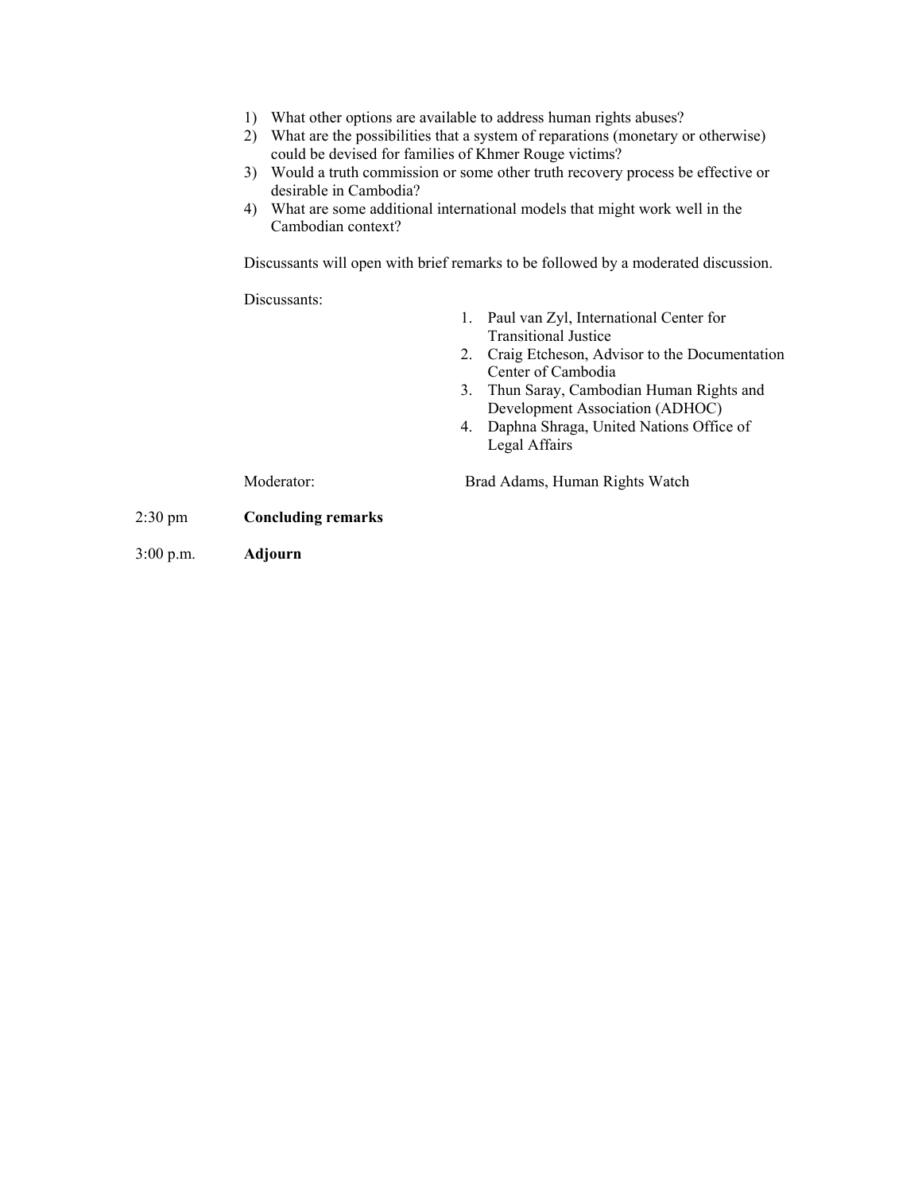1) What other options are available to address human rights abuses?
2) What are the possibilities that a system of reparations (monetary or otherwise) could be devised for families of Khmer Rouge victims?
3) Would a truth commission or some other truth recovery process be effective or desirable in Cambodia?
4) What are some additional international models that might work well in the Cambodian context?

Discussants will open with brief remarks to be followed by a moderated discussion.

Discussants:

1. Paul van Zyl, International Center for Transitional Justice
2. Craig Etcheson, Advisor to the Documentation Center of Cambodia
3. Thun Saray, Cambodian Human Rights and Development Association (ADHOC)
4. Daphna Shraga, United Nations Office of Legal Affairs

Moderator: Brad Adams, Human Rights Watch

2:30 pm **Concluding remarks**

3:00 p.m. **Adjourn**